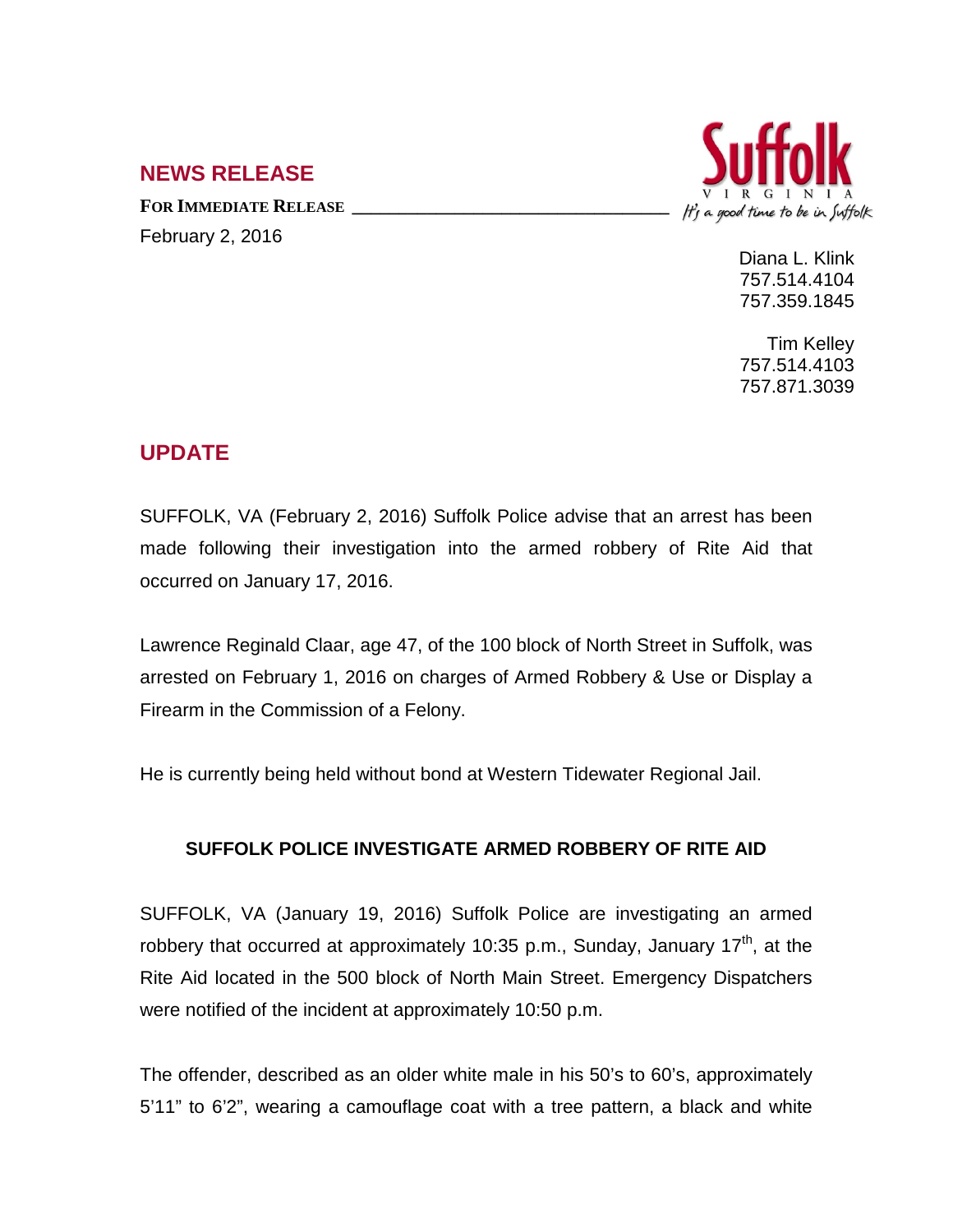## NEWS RELEASE

**FOR IMMEDIATE RELEASE**

February 2, 2016

Suffolk VIRGINIA It's a good time to be in Suffolk

Diana L. Klink
757.514.4104
757.359.1845

Tim Kelley
757.514.4103
757.871.3039

## UPDATE

SUFFOLK, VA (February 2, 2016) Suffolk Police advise that an arrest has been made following their investigation into the armed robbery of Rite Aid that occurred on January 17, 2016.

Lawrence Reginald Claar, age 47, of the 100 block of North Street in Suffolk, was arrested on February 1, 2016 on charges of Armed Robbery & Use or Display a Firearm in the Commission of a Felony.

He is currently being held without bond at Western Tidewater Regional Jail.

### SUFFOLK POLICE INVESTIGATE ARMED ROBBERY OF RITE AID

SUFFOLK, VA (January 19, 2016) Suffolk Police are investigating an armed robbery that occurred at approximately 10:35 p.m., Sunday, January 17th, at the Rite Aid located in the 500 block of North Main Street. Emergency Dispatchers were notified of the incident at approximately 10:50 p.m.

The offender, described as an older white male in his 50's to 60's, approximately 5'11" to 6'2", wearing a camouflage coat with a tree pattern, a black and white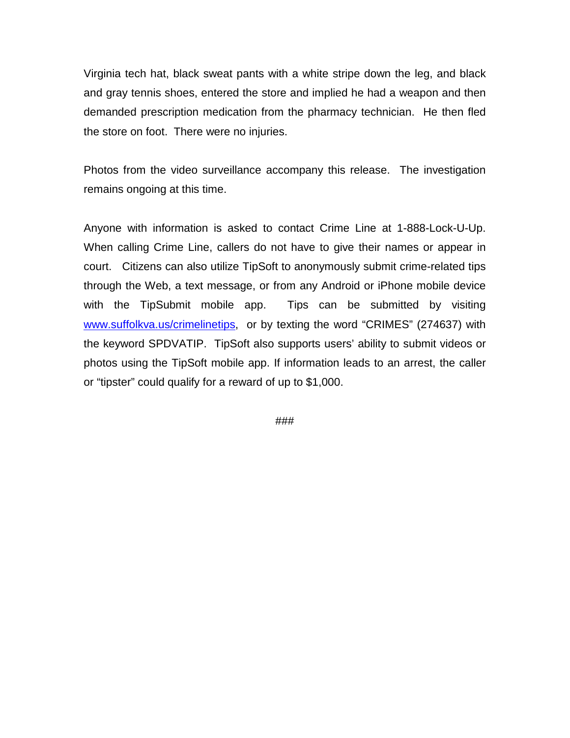Virginia tech hat, black sweat pants with a white stripe down the leg, and black and gray tennis shoes, entered the store and implied he had a weapon and then demanded prescription medication from the pharmacy technician. He then fled the store on foot. There were no injuries.

Photos from the video surveillance accompany this release. The investigation remains ongoing at this time.

Anyone with information is asked to contact Crime Line at 1-888-Lock-U-Up. When calling Crime Line, callers do not have to give their names or appear in court. Citizens can also utilize TipSoft to anonymously submit crime-related tips through the Web, a text message, or from any Android or iPhone mobile device with the TipSubmit mobile app. Tips can be submitted by visiting [www.suffolkva.us/crimelinetips](www.suffolkva.us/crimelinetips), or by texting the word "CRIMES" (274637) with the keyword SPDVATIP. TipSoft also supports users' ability to submit videos or photos using the TipSoft mobile app. If information leads to an arrest, the caller or "tipster" could qualify for a reward of up to $1,000.

###